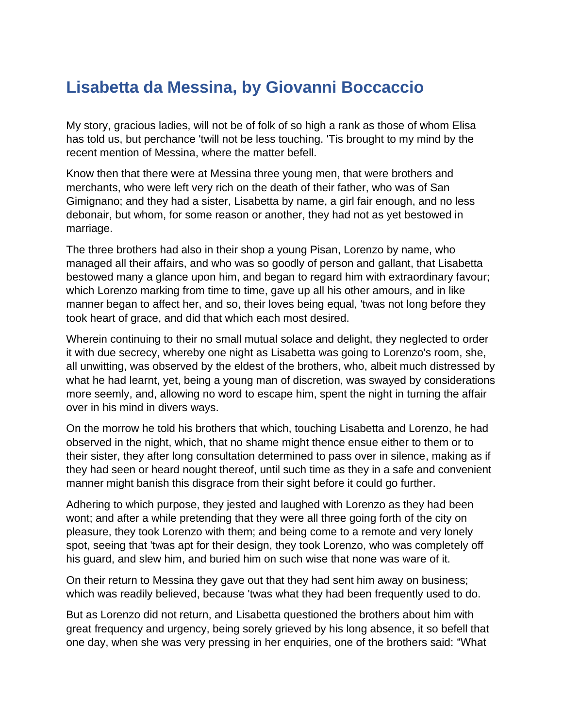# Lisabetta da Messina, by Giovanni Boccaccio

My story, gracious ladies, will not be of folk of so high a rank as those of whom Elisa has told us, but perchance 'twill not be less touching. 'Tis brought to my mind by the recent mention of Messina, where the matter befell.

Know then that there were at Messina three young men, that were brothers and merchants, who were left very rich on the death of their father, who was of San Gimignano; and they had a sister, Lisabetta by name, a girl fair enough, and no less debonair, but whom, for some reason or another, they had not as yet bestowed in marriage.

The three brothers had also in their shop a young Pisan, Lorenzo by name, who managed all their affairs, and who was so goodly of person and gallant, that Lisabetta bestowed many a glance upon him, and began to regard him with extraordinary favour; which Lorenzo marking from time to time, gave up all his other amours, and in like manner began to affect her, and so, their loves being equal, 'twas not long before they took heart of grace, and did that which each most desired.

Wherein continuing to their no small mutual solace and delight, they neglected to order it with due secrecy, whereby one night as Lisabetta was going to Lorenzo's room, she, all unwitting, was observed by the eldest of the brothers, who, albeit much distressed by what he had learnt, yet, being a young man of discretion, was swayed by considerations more seemly, and, allowing no word to escape him, spent the night in turning the affair over in his mind in divers ways.

On the morrow he told his brothers that which, touching Lisabetta and Lorenzo, he had observed in the night, which, that no shame might thence ensue either to them or to their sister, they after long consultation determined to pass over in silence, making as if they had seen or heard nought thereof, until such time as they in a safe and convenient manner might banish this disgrace from their sight before it could go further.

Adhering to which purpose, they jested and laughed with Lorenzo as they had been wont; and after a while pretending that they were all three going forth of the city on pleasure, they took Lorenzo with them; and being come to a remote and very lonely spot, seeing that 'twas apt for their design, they took Lorenzo, who was completely off his guard, and slew him, and buried him on such wise that none was ware of it.

On their return to Messina they gave out that they had sent him away on business; which was readily believed, because 'twas what they had been frequently used to do.

But as Lorenzo did not return, and Lisabetta questioned the brothers about him with great frequency and urgency, being sorely grieved by his long absence, it so befell that one day, when she was very pressing in her enquiries, one of the brothers said: "What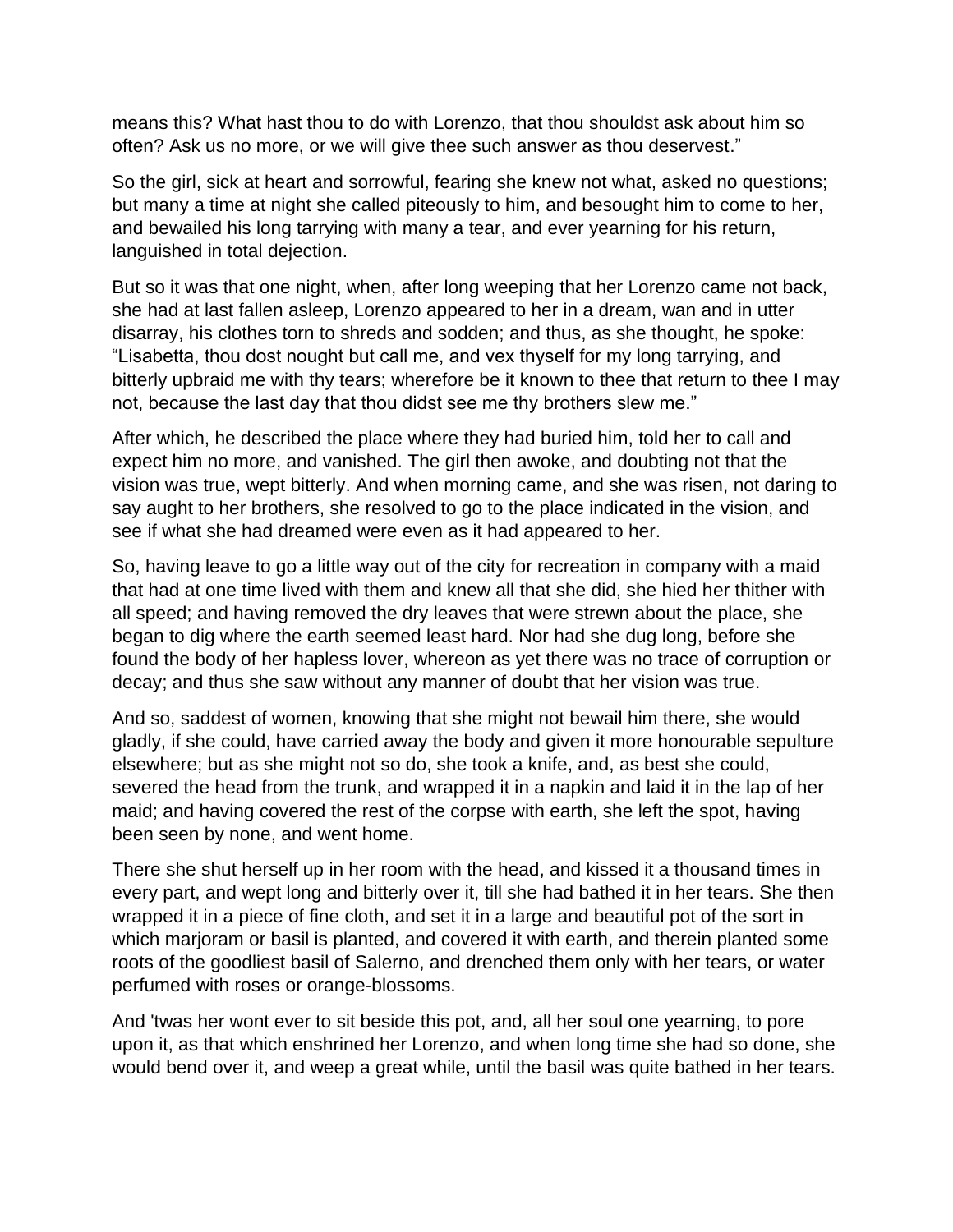means this? What hast thou to do with Lorenzo, that thou shouldst ask about him so often? Ask us no more, or we will give thee such answer as thou deservest."

So the girl, sick at heart and sorrowful, fearing she knew not what, asked no questions; but many a time at night she called piteously to him, and besought him to come to her, and bewailed his long tarrying with many a tear, and ever yearning for his return, languished in total dejection.

But so it was that one night, when, after long weeping that her Lorenzo came not back, she had at last fallen asleep, Lorenzo appeared to her in a dream, wan and in utter disarray, his clothes torn to shreds and sodden; and thus, as she thought, he spoke: "Lisabetta, thou dost nought but call me, and vex thyself for my long tarrying, and bitterly upbraid me with thy tears; wherefore be it known to thee that return to thee I may not, because the last day that thou didst see me thy brothers slew me."

After which, he described the place where they had buried him, told her to call and expect him no more, and vanished. The girl then awoke, and doubting not that the vision was true, wept bitterly. And when morning came, and she was risen, not daring to say aught to her brothers, she resolved to go to the place indicated in the vision, and see if what she had dreamed were even as it had appeared to her.

So, having leave to go a little way out of the city for recreation in company with a maid that had at one time lived with them and knew all that she did, she hied her thither with all speed; and having removed the dry leaves that were strewn about the place, she began to dig where the earth seemed least hard. Nor had she dug long, before she found the body of her hapless lover, whereon as yet there was no trace of corruption or decay; and thus she saw without any manner of doubt that her vision was true.

And so, saddest of women, knowing that she might not bewail him there, she would gladly, if she could, have carried away the body and given it more honourable sepulture elsewhere; but as she might not so do, she took a knife, and, as best she could, severed the head from the trunk, and wrapped it in a napkin and laid it in the lap of her maid; and having covered the rest of the corpse with earth, she left the spot, having been seen by none, and went home.

There she shut herself up in her room with the head, and kissed it a thousand times in every part, and wept long and bitterly over it, till she had bathed it in her tears. She then wrapped it in a piece of fine cloth, and set it in a large and beautiful pot of the sort in which marjoram or basil is planted, and covered it with earth, and therein planted some roots of the goodliest basil of Salerno, and drenched them only with her tears, or water perfumed with roses or orange-blossoms.

And 'twas her wont ever to sit beside this pot, and, all her soul one yearning, to pore upon it, as that which enshrined her Lorenzo, and when long time she had so done, she would bend over it, and weep a great while, until the basil was quite bathed in her tears.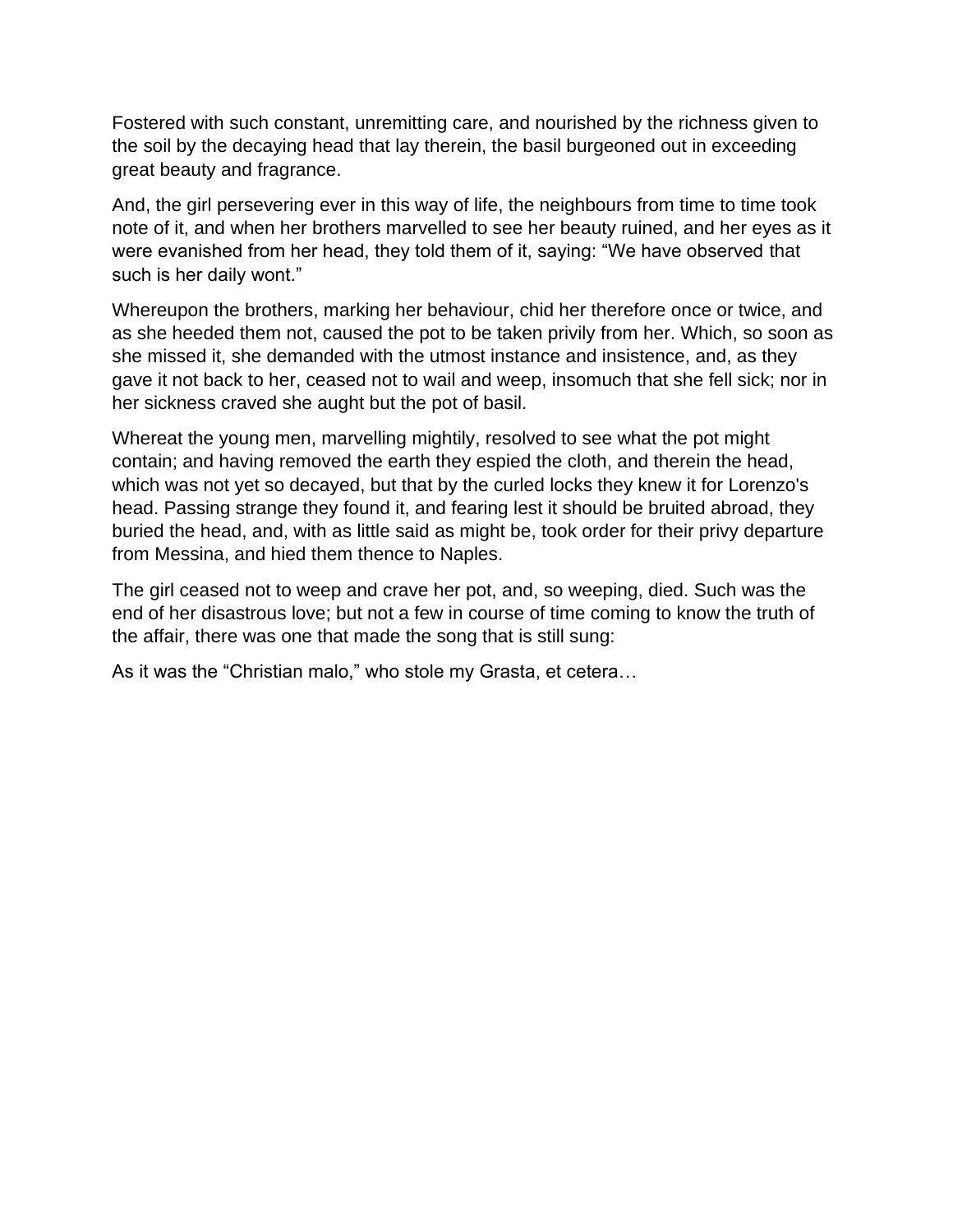Fostered with such constant, unremitting care, and nourished by the richness given to the soil by the decaying head that lay therein, the basil burgeoned out in exceeding great beauty and fragrance.

And, the girl persevering ever in this way of life, the neighbours from time to time took note of it, and when her brothers marvelled to see her beauty ruined, and her eyes as it were evanished from her head, they told them of it, saying: “We have observed that such is her daily wont.”

Whereupon the brothers, marking her behaviour, chid her therefore once or twice, and as she heeded them not, caused the pot to be taken privily from her. Which, so soon as she missed it, she demanded with the utmost instance and insistence, and, as they gave it not back to her, ceased not to wail and weep, insomuch that she fell sick; nor in her sickness craved she aught but the pot of basil.

Whereat the young men, marvelling mightily, resolved to see what the pot might contain; and having removed the earth they espied the cloth, and therein the head, which was not yet so decayed, but that by the curled locks they knew it for Lorenzo's head. Passing strange they found it, and fearing lest it should be bruited abroad, they buried the head, and, with as little said as might be, took order for their privy departure from Messina, and hied them thence to Naples.

The girl ceased not to weep and crave her pot, and, so weeping, died. Such was the end of her disastrous love; but not a few in course of time coming to know the truth of the affair, there was one that made the song that is still sung:

As it was the “Christian malo,” who stole my Grasta, et cetera…